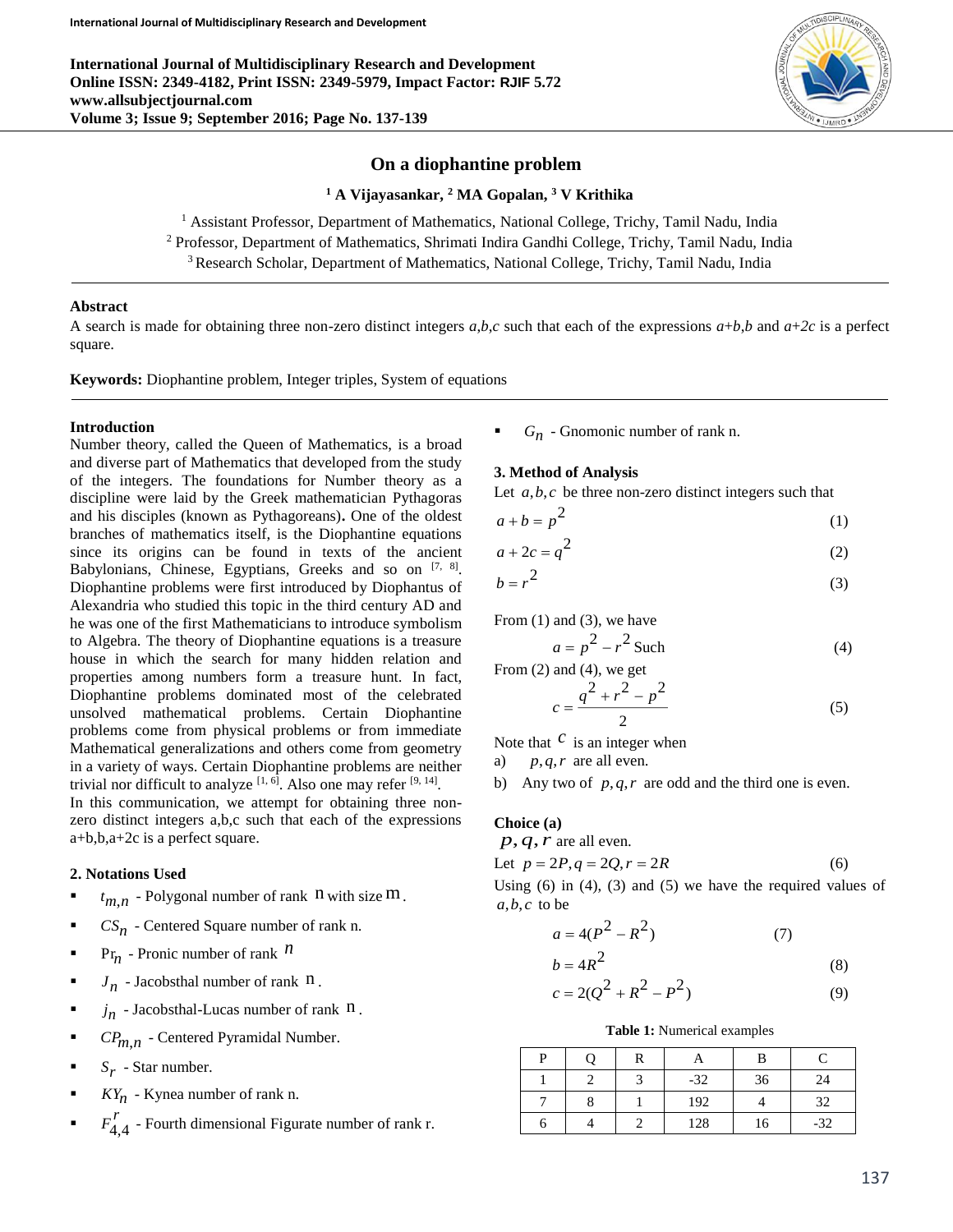# On a diophantine problem

**[1] A Vijayasankar, [2] MA Gopalan, [3] V Krithika**

[1] Assistant Professor, Department of Mathematics, National College, Trichy, Tamil Nadu, India
[2] Professor, Department of Mathematics, Shrimati Indira Gandhi College, Trichy, Tamil Nadu, India
[3] Research Scholar, Department of Mathematics, National College, Trichy, Tamil Nadu, India

## Abstract

A search is made for obtaining three non-zero distinct integers *a,b,c* such that each of the expressions *a+b,b* and *a+2c* is a perfect square.

**Keywords:** Diophantine problem, Integer triples, System of equations

## Introduction

Number theory, called the Queen of Mathematics, is a broad and diverse part of Mathematics that developed from the study of the integers. The foundations for Number theory as a discipline were laid by the Greek mathematician Pythagoras and his disciples (known as Pythagoreans). One of the oldest branches of mathematics itself, is the Diophantine equations since its origins can be found in texts of the ancient Babylonians, Chinese, Egyptians, Greeks and so on [7, 8]. Diophantine problems were first introduced by Diophantus of Alexandria who studied this topic in the third century AD and he was one of the first Mathematicians to introduce symbolism to Algebra. The theory of Diophantine equations is a treasure house in which the search for many hidden relation and properties among numbers form a treasure hunt. In fact, Diophantine problems dominated most of the celebrated unsolved mathematical problems. Certain Diophantine problems come from physical problems or from immediate Mathematical generalizations and others come from geometry in a variety of ways. Certain Diophantine problems are neither trivial nor difficult to analyze [1, 6]. Also one may refer [9, 14].

In this communication, we attempt for obtaining three non-zero distinct integers a,b,c such that each of the expressions a+b,b,a+2c is a perfect square.

## 2. Notations Used

- $t_{m,n}$ - Polygonal number of rank n with size m.
- $CS_n$ - Centered Square number of rank n.
- $\Pr_n$ - Pronic number of rank $n$
- $J_n$ - Jacobsthal number of rank n.
- $j_n$ - Jacobsthal-Lucas number of rank n.
- $CP_{m,n}$ - Centered Pyramidal Number.
- $S_r$ - Star number.
- $KY_n$ - Kynea number of rank n.
- $F_{4,4}^{r}$ - Fourth dimensional Figurate number of rank r.
- $G_n$ - Gnomonic number of rank n.

## 3. Method of Analysis

Let $a,b,c$ be three non-zero distinct integers such that

$$a+b=p^2 \tag{1}$$

$$a+2c=q^2 \tag{2}$$

$$b=r^2 \tag{3}$$

From (1) and (3), we have

$$a=p^2-r^2 \text{ Such} \tag{4}$$

From (2) and (4), we get

$$c=\frac{q^2+r^2-p^2}{2} \tag{5}$$

Note that $c$ is an integer when

a) $p,q,r$ are all even.

b) Any two of $p,q,r$ are odd and the third one is even.

**Choice (a)**

$p,q,r$ are all even.

Let $p=2P, q=2Q, r=2R$ (6)

Using (6) in (4), (3) and (5) we have the required values of $a,b,c$ to be

$$a=4(P^2-R^2) \tag{7}$$

$$b=4R^2 \tag{8}$$

$$c=2(Q^2+R^2-P^2) \tag{9}$$

**Table 1:** Numerical examples

| P | Q | R | A | B | C |
|---|---|---|---|---|---|
| 1 | 2 | 3 | -32 | 36 | 24 |
| 7 | 8 | 1 | 192 | 4 | 32 |
| 6 | 4 | 2 | 128 | 16 | -32 |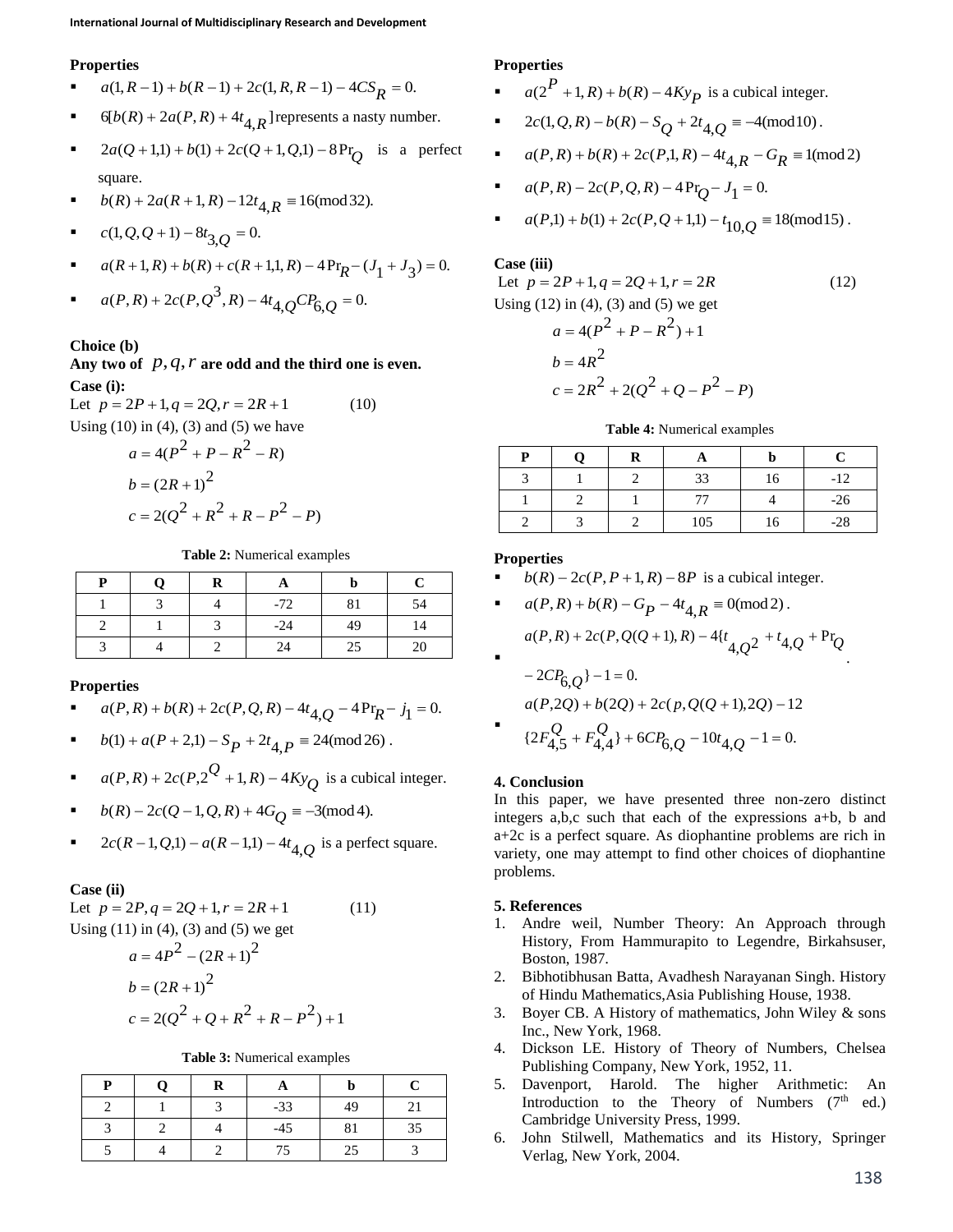**Properties**

- $a(1,R-1)+b(R-1)+2c(1,R,R-1)-4CS_R=0.$
- $6[b(R)+2a(P,R)+4t_{4,R}]$ represents a nasty number.
- $2a(Q+1,1)+b(1)+2c(Q+1,Q,1)-8\Pr_Q$ is a perfect square.
- $b(R)+2a(R+1,R)-12t_{4,R}\equiv 16(\bmod 32).$
- $c(1,Q,Q+1)-8t_{3,Q}=0.$
- $a(R+1,R)+b(R)+c(R+1,1,R)-4\Pr_R-(J_1+J_3)=0.$
- $a(P,R)+2c(P,Q^3,R)-4t_{4,Q}CP_{6,Q}=0.$

**Choice (b)**

**Any two of $p,q,r$ are odd and the third one is even.**

**Case (i):**

Let $p=2P+1, q=2Q, r=2R+1$ (10)

Using (10) in (4), (3) and (5) we have

$$a=4(P^2+P-R^2-R)$$
$$b=(2R+1)^2$$
$$c=2(Q^2+R^2+R-P^2-P)$$

**Table 2:** Numerical examples

| P | Q | R | A | b | C |
|---|---|---|---|---|---|
| 1 | 3 | 4 | -72 | 81 | 54 |
| 2 | 1 | 3 | -24 | 49 | 14 |
| 3 | 4 | 2 | 24 | 25 | 20 |

**Properties**

- $a(P,R)+b(R)+2c(P,Q,R)-4t_{4,Q}-4\Pr_R-j_1=0.$
- $b(1)+a(P+2,1)-S_P+2t_{4,P}\equiv 24(\bmod 26)$ .
- $a(P,R)+2c(P,2^Q+1,R)-4Ky_Q$ is a cubical integer.
- $b(R)-2c(Q-1,Q,R)+4G_Q\equiv -3(\bmod 4).$
- $2c(R-1,Q,1)-a(R-1,1)-4t_{4,Q}$ is a perfect square.

**Case (ii)**

Let $p=2P, q=2Q+1, r=2R+1$ (11)

Using (11) in (4), (3) and (5) we get

$$a=4P^2-(2R+1)^2$$
$$b=(2R+1)^2$$
$$c=2(Q^2+Q+R^2+R-P^2)+1$$

**Table 3:** Numerical examples

| P | Q | R | A | b | C |
|---|---|---|---|---|---|
| 2 | 1 | 3 | -33 | 49 | 21 |
| 3 | 2 | 4 | -45 | 81 | 35 |
| 5 | 4 | 2 | 75 | 25 | 3 |

**Properties**

- $a(2^P+1,R)+b(R)-4Ky_P$ is a cubical integer.
- $2c(1,Q,R)-b(R)-S_Q+2t_{4,Q}\equiv -4(\bmod 10)$ .
- $a(P,R)+b(R)+2c(P,1,R)-4t_{4,R}-G_R\equiv 1(\bmod 2)$
- $a(P,R)-2c(P,Q,R)-4\Pr_Q-J_1=0.$
- $a(P,1)+b(1)+2c(P,Q+1,1)-t_{10,Q}\equiv 18(\bmod 15)$ .

**Case (iii)**

Let $p=2P+1, q=2Q+1, r=2R$ (12)

Using (12) in (4), (3) and (5) we get

$$a=4(P^2+P-R^2)+1$$
$$b=4R^2$$
$$c=2R^2+2(Q^2+Q-P^2-P)$$

**Table 4:** Numerical examples

| P | Q | R | A | b | C |
|---|---|---|---|---|---|
| 3 | 1 | 2 | 33 | 16 | -12 |
| 1 | 2 | 1 | 77 | 4 | -26 |
| 2 | 3 | 2 | 105 | 16 | -28 |

**Properties**

- $b(R)-2c(P,P+1,R)-8P$ is a cubical integer.
- $a(P,R)+b(R)-G_P-4t_{4,R}\equiv 0(\bmod 2)$ .
- $a(P,R)+2c(P,Q(Q+1),R)-4\{t_{4,Q^2}+t_{4,Q}+\Pr_Q-2CP_{6,Q}\}-1=0.$
- $a(P,2Q)+b(2Q)+2c(p,Q(Q+1),2Q)-12\{2F_{4,5}^Q+F_{4,4}^Q\}+6CP_{6,Q}-10t_{4,Q}-1=0.$

## 4. Conclusion

In this paper, we have presented three non-zero distinct integers a,b,c such that each of the expressions a+b, b and a+2c is a perfect square. As diophantine problems are rich in variety, one may attempt to find other choices of diophantine problems.

## 5. References

1. Andre weil, Number Theory: An Approach through History, From Hammurapito to Legendre, Birkahsuser, Boston, 1987.
2. Bibhotibhusan Batta, Avadhesh Narayanan Singh. History of Hindu Mathematics,Asia Publishing House, 1938.
3. Boyer CB. A History of mathematics, John Wiley & sons Inc., New York, 1968.
4. Dickson LE. History of Theory of Numbers, Chelsea Publishing Company, New York, 1952, 11.
5. Davenport, Harold. The higher Arithmetic: An Introduction to the Theory of Numbers (7th ed.) Cambridge University Press, 1999.
6. John Stilwell, Mathematics and its History, Springer Verlag, New York, 2004.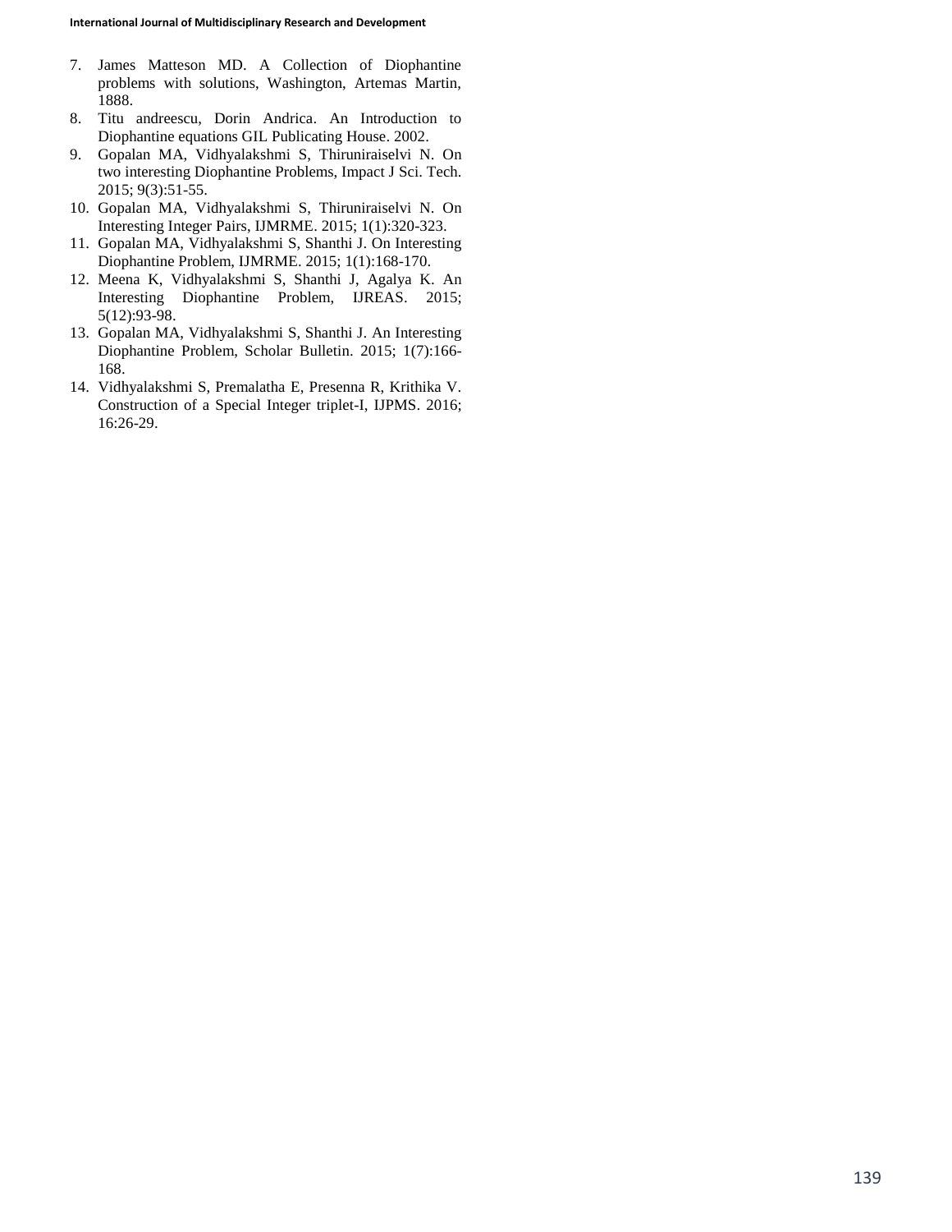7. James Matteson MD. A Collection of Diophantine problems with solutions, Washington, Artemas Martin, 1888.
8. Titu andreescu, Dorin Andrica. An Introduction to Diophantine equations GIL Publicating House. 2002.
9. Gopalan MA, Vidhyalakshmi S, Thiruniraiselvi N. On two interesting Diophantine Problems, Impact J Sci. Tech. 2015; 9(3):51-55.
10. Gopalan MA, Vidhyalakshmi S, Thiruniraiselvi N. On Interesting Integer Pairs, IJMRME. 2015; 1(1):320-323.
11. Gopalan MA, Vidhyalakshmi S, Shanthi J. On Interesting Diophantine Problem, IJMRME. 2015; 1(1):168-170.
12. Meena K, Vidhyalakshmi S, Shanthi J, Agalya K. An Interesting Diophantine Problem, IJREAS. 2015; 5(12):93-98.
13. Gopalan MA, Vidhyalakshmi S, Shanthi J. An Interesting Diophantine Problem, Scholar Bulletin. 2015; 1(7):166-168.
14. Vidhyalakshmi S, Premalatha E, Presenna R, Krithika V. Construction of a Special Integer triplet-I, IJPMS. 2016; 16:26-29.